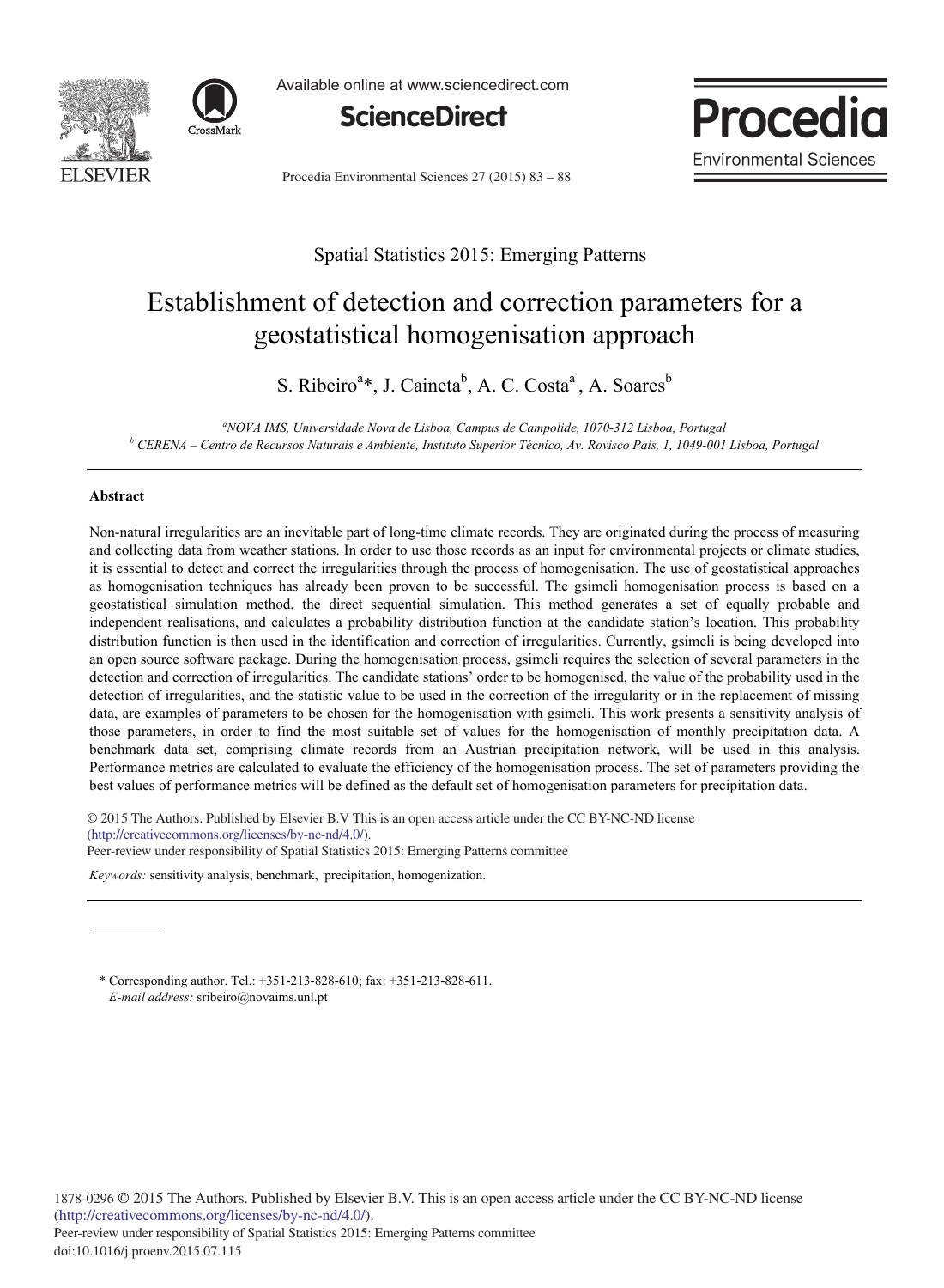Spatial Statistics 2015: Emerging Patterns

# Establishment of detection and correction parameters for a geostatistical homogenisation approach

S. Ribeiro[a]*, J. Caineta[b], A. C. Costa[a], A. Soares[b]

[a]NOVA IMS, Universidade Nova de Lisboa, Campus de Campolide, 1070-312 Lisboa, Portugal
[b] CERENA – Centro de Recursos Naturais e Ambiente, Instituto Superior Técnico, Av. Rovisco Pais, 1, 1049-001 Lisboa, Portugal

## Abstract

Non-natural irregularities are an inevitable part of long-time climate records. They are originated during the process of measuring and collecting data from weather stations. In order to use those records as an input for environmental projects or climate studies, it is essential to detect and correct the irregularities through the process of homogenisation. The use of geostatistical approaches as homogenisation techniques has already been proven to be successful. The gsimcli homogenisation process is based on a geostatistical simulation method, the direct sequential simulation. This method generates a set of equally probable and independent realisations, and calculates a probability distribution function at the candidate station's location. This probability distribution function is then used in the identification and correction of irregularities. Currently, gsimcli is being developed into an open source software package. During the homogenisation process, gsimcli requires the selection of several parameters in the detection and correction of irregularities. The candidate stations' order to be homogenised, the value of the probability used in the detection of irregularities, and the statistic value to be used in the correction of the irregularity or in the replacement of missing data, are examples of parameters to be chosen for the homogenisation with gsimcli. This work presents a sensitivity analysis of those parameters, in order to find the most suitable set of values for the homogenisation of monthly precipitation data. A benchmark data set, comprising climate records from an Austrian precipitation network, will be used in this analysis. Performance metrics are calculated to evaluate the efficiency of the homogenisation process. The set of parameters providing the best values of performance metrics will be defined as the default set of homogenisation parameters for precipitation data.

© 2015 The Authors. Published by Elsevier B.V This is an open access article under the CC BY-NC-ND license (http://creativecommons.org/licenses/by-nc-nd/4.0/).
Peer-review under responsibility of Spatial Statistics 2015: Emerging Patterns committee

*Keywords:* sensitivity analysis, benchmark, precipitation, homogenization.

---

\* Corresponding author. Tel.: +351-213-828-610; fax: +351-213-828-611.
*E-mail address:* sribeiro@novaims.unl.pt

1878-0296 © 2015 The Authors. Published by Elsevier B.V. This is an open access article under the CC BY-NC-ND license (http://creativecommons.org/licenses/by-nc-nd/4.0/).
Peer-review under responsibility of Spatial Statistics 2015: Emerging Patterns committee
doi:10.1016/j.proenv.2015.07.115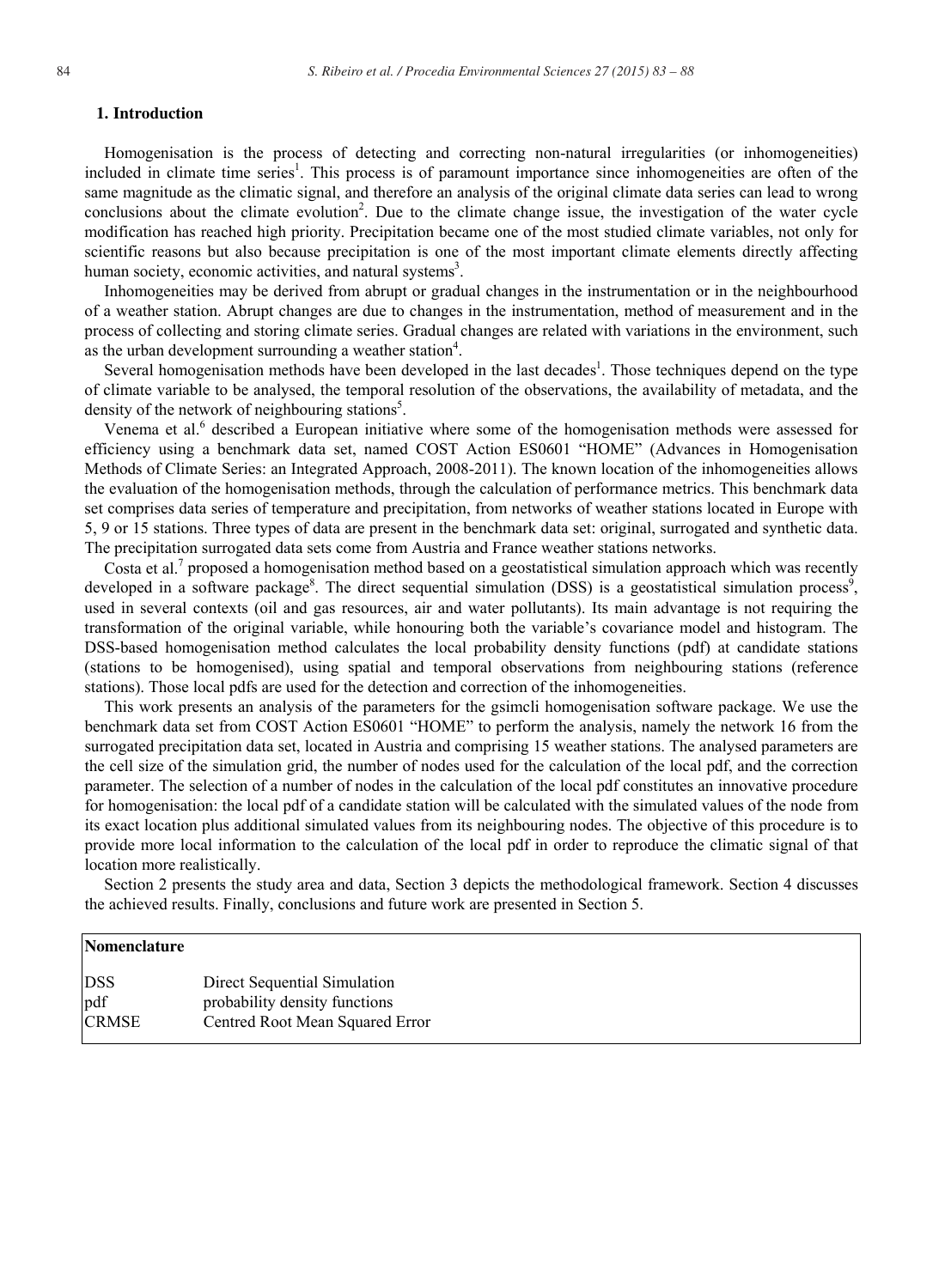## 1. Introduction

Homogenisation is the process of detecting and correcting non-natural irregularities (or inhomogeneities) included in climate time series[1]. This process is of paramount importance since inhomogeneities are often of the same magnitude as the climatic signal, and therefore an analysis of the original climate data series can lead to wrong conclusions about the climate evolution[2]. Due to the climate change issue, the investigation of the water cycle modification has reached high priority. Precipitation became one of the most studied climate variables, not only for scientific reasons but also because precipitation is one of the most important climate elements directly affecting human society, economic activities, and natural systems[3].

Inhomogeneities may be derived from abrupt or gradual changes in the instrumentation or in the neighbourhood of a weather station. Abrupt changes are due to changes in the instrumentation, method of measurement and in the process of collecting and storing climate series. Gradual changes are related with variations in the environment, such as the urban development surrounding a weather station[4].

Several homogenisation methods have been developed in the last decades[1]. Those techniques depend on the type of climate variable to be analysed, the temporal resolution of the observations, the availability of metadata, and the density of the network of neighbouring stations[5].

Venema et al.[6] described a European initiative where some of the homogenisation methods were assessed for efficiency using a benchmark data set, named COST Action ES0601 "HOME" (Advances in Homogenisation Methods of Climate Series: an Integrated Approach, 2008-2011). The known location of the inhomogeneities allows the evaluation of the homogenisation methods, through the calculation of performance metrics. This benchmark data set comprises data series of temperature and precipitation, from networks of weather stations located in Europe with 5, 9 or 15 stations. Three types of data are present in the benchmark data set: original, surrogated and synthetic data. The precipitation surrogated data sets come from Austria and France weather stations networks.

Costa et al.[7] proposed a homogenisation method based on a geostatistical simulation approach which was recently developed in a software package[8]. The direct sequential simulation (DSS) is a geostatistical simulation process[9], used in several contexts (oil and gas resources, air and water pollutants). Its main advantage is not requiring the transformation of the original variable, while honouring both the variable's covariance model and histogram. The DSS-based homogenisation method calculates the local probability density functions (pdf) at candidate stations (stations to be homogenised), using spatial and temporal observations from neighbouring stations (reference stations). Those local pdfs are used for the detection and correction of the inhomogeneities.

This work presents an analysis of the parameters for the gsimcli homogenisation software package. We use the benchmark data set from COST Action ES0601 "HOME" to perform the analysis, namely the network 16 from the surrogated precipitation data set, located in Austria and comprising 15 weather stations. The analysed parameters are the cell size of the simulation grid, the number of nodes used for the calculation of the local pdf, and the correction parameter. The selection of a number of nodes in the calculation of the local pdf constitutes an innovative procedure for homogenisation: the local pdf of a candidate station will be calculated with the simulated values of the node from its exact location plus additional simulated values from its neighbouring nodes. The objective of this procedure is to provide more local information to the calculation of the local pdf in order to reproduce the climatic signal of that location more realistically.

Section 2 presents the study area and data, Section 3 depicts the methodological framework. Section 4 discusses the achieved results. Finally, conclusions and future work are presented in Section 5.

**Nomenclature**

| | |
|---|---|
| DSS | Direct Sequential Simulation |
| pdf | probability density functions |
| CRMSE | Centred Root Mean Squared Error |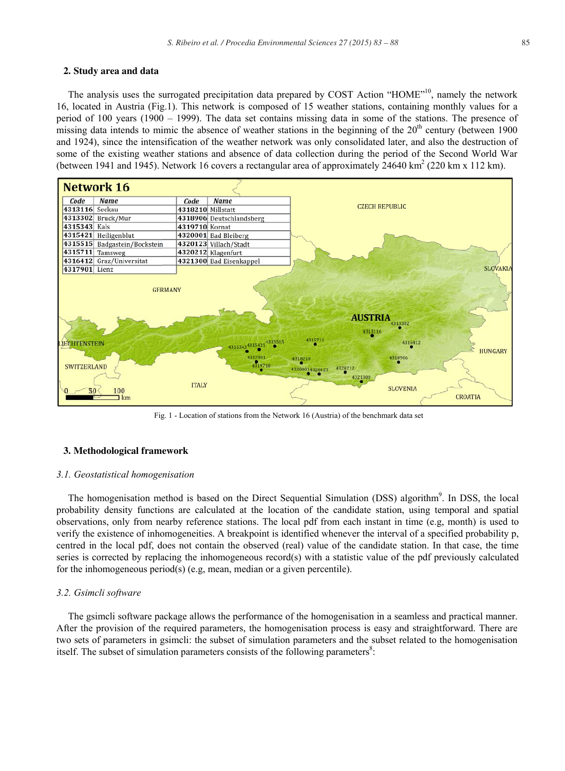## 2. Study area and data

The analysis uses the surrogated precipitation data prepared by COST Action "HOME"[10], namely the network 16, located in Austria (Fig.1). This network is composed of 15 weather stations, containing monthly values for a period of 100 years (1900 – 1999). The data set contains missing data in some of the stations. The presence of missing data intends to mimic the absence of weather stations in the beginning of the 20th century (between 1900 and 1924), since the intensification of the weather network was only consolidated later, and also the destruction of some of the existing weather stations and absence of data collection during the period of the Second World War (between 1941 and 1945). Network 16 covers a rectangular area of approximately 24640 km$^2$ (220 km x 112 km).

Fig. 1 - Location of stations from the Network 16 (Austria) of the benchmark data set

## 3. Methodological framework

### *3.1. Geostatistical homogenisation*

The homogenisation method is based on the Direct Sequential Simulation (DSS) algorithm[9]. In DSS, the local probability density functions are calculated at the location of the candidate station, using temporal and spatial observations, only from nearby reference stations. The local pdf from each instant in time (e.g, month) is used to verify the existence of inhomogeneities. A breakpoint is identified whenever the interval of a specified probability p, centred in the local pdf, does not contain the observed (real) value of the candidate station. In that case, the time series is corrected by replacing the inhomogeneous record(s) with a statistic value of the pdf previously calculated for the inhomogeneous period(s) (e.g, mean, median or a given percentile).

### *3.2. Gsimcli software*

The gsimcli software package allows the performance of the homogenisation in a seamless and practical manner. After the provision of the required parameters, the homogenisation process is easy and straightforward. There are two sets of parameters in gsimcli: the subset of simulation parameters and the subset related to the homogenisation itself. The subset of simulation parameters consists of the following parameters[8]: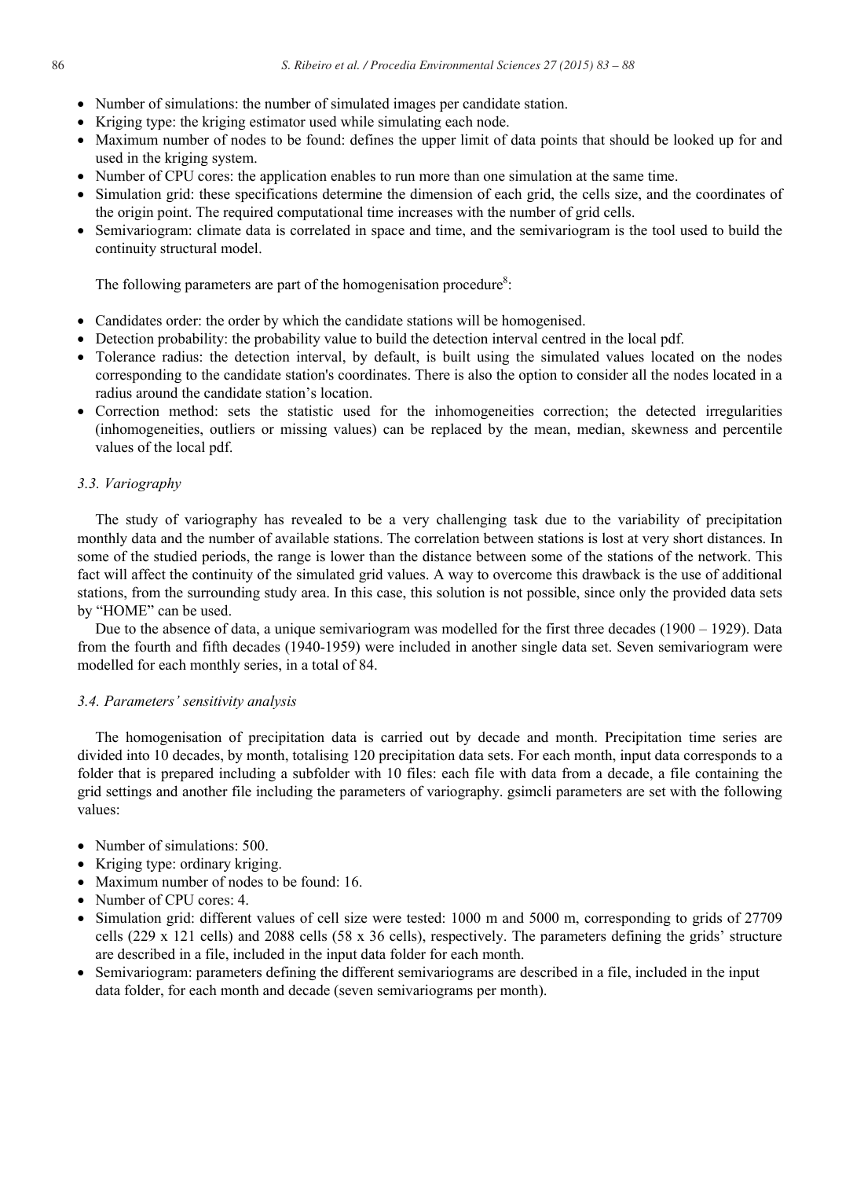- Number of simulations: the number of simulated images per candidate station.
- Kriging type: the kriging estimator used while simulating each node.
- Maximum number of nodes to be found: defines the upper limit of data points that should be looked up for and used in the kriging system.
- Number of CPU cores: the application enables to run more than one simulation at the same time.
- Simulation grid: these specifications determine the dimension of each grid, the cells size, and the coordinates of the origin point. The required computational time increases with the number of grid cells.
- Semivariogram: climate data is correlated in space and time, and the semivariogram is the tool used to build the continuity structural model.

The following parameters are part of the homogenisation procedure[8]:

- Candidates order: the order by which the candidate stations will be homogenised.
- Detection probability: the probability value to build the detection interval centred in the local pdf.
- Tolerance radius: the detection interval, by default, is built using the simulated values located on the nodes corresponding to the candidate station's coordinates. There is also the option to consider all the nodes located in a radius around the candidate station's location.
- Correction method: sets the statistic used for the inhomogeneities correction; the detected irregularities (inhomogeneities, outliers or missing values) can be replaced by the mean, median, skewness and percentile values of the local pdf.

### *3.3. Variography*

The study of variography has revealed to be a very challenging task due to the variability of precipitation monthly data and the number of available stations. The correlation between stations is lost at very short distances. In some of the studied periods, the range is lower than the distance between some of the stations of the network. This fact will affect the continuity of the simulated grid values. A way to overcome this drawback is the use of additional stations, from the surrounding study area. In this case, this solution is not possible, since only the provided data sets by "HOME" can be used.

Due to the absence of data, a unique semivariogram was modelled for the first three decades (1900 – 1929). Data from the fourth and fifth decades (1940-1959) were included in another single data set. Seven semivariogram were modelled for each monthly series, in a total of 84.

### *3.4. Parameters' sensitivity analysis*

The homogenisation of precipitation data is carried out by decade and month. Precipitation time series are divided into 10 decades, by month, totalising 120 precipitation data sets. For each month, input data corresponds to a folder that is prepared including a subfolder with 10 files: each file with data from a decade, a file containing the grid settings and another file including the parameters of variography. gsimcli parameters are set with the following values:

- Number of simulations: 500.
- Kriging type: ordinary kriging.
- Maximum number of nodes to be found: 16.
- Number of CPU cores: 4.
- Simulation grid: different values of cell size were tested: 1000 m and 5000 m, corresponding to grids of 27709 cells (229 x 121 cells) and 2088 cells (58 x 36 cells), respectively. The parameters defining the grids' structure are described in a file, included in the input data folder for each month.
- Semivariogram: parameters defining the different semivariograms are described in a file, included in the input data folder, for each month and decade (seven semivariograms per month).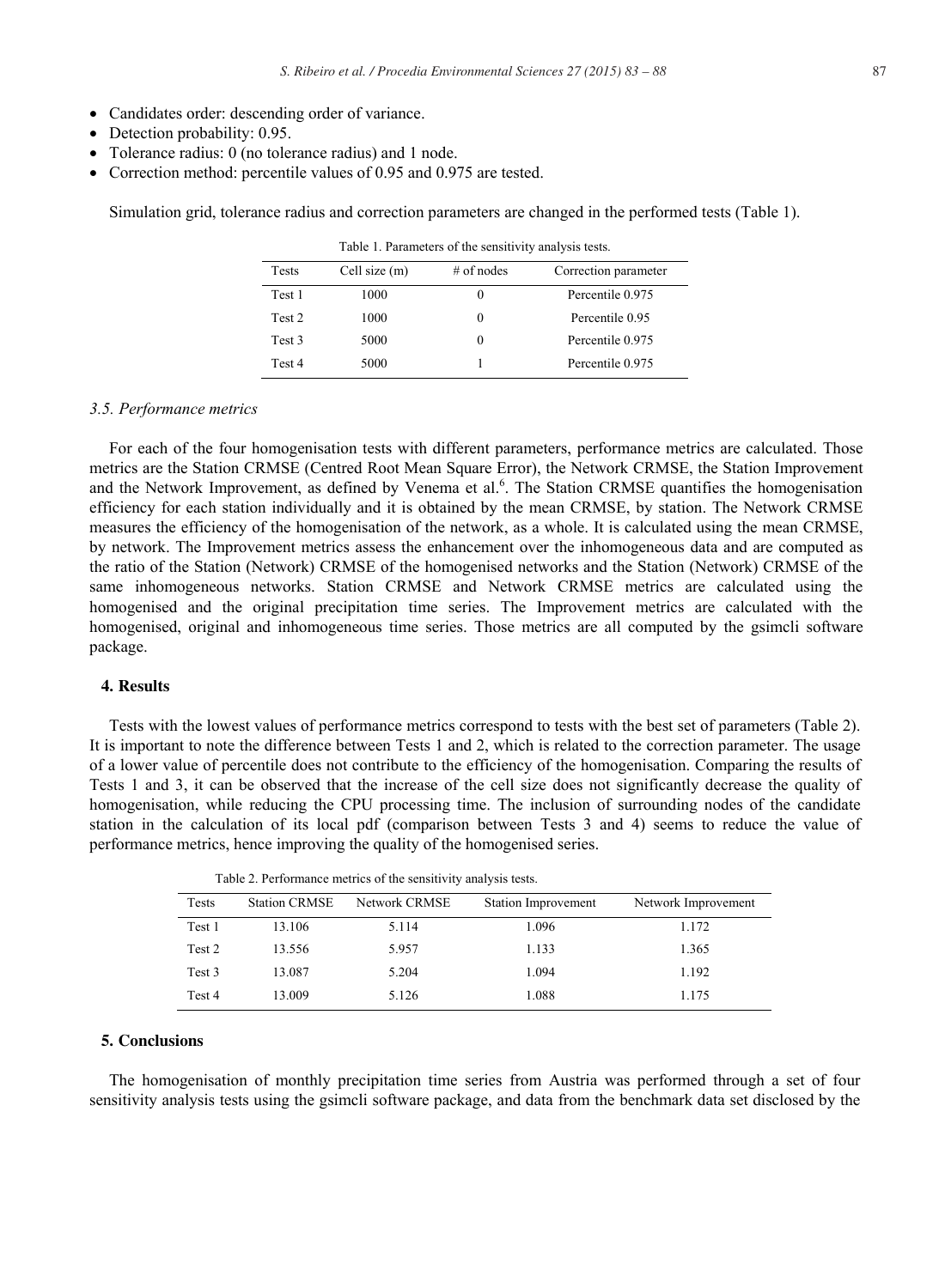- Candidates order: descending order of variance.
- Detection probability: 0.95.
- Tolerance radius: 0 (no tolerance radius) and 1 node.
- Correction method: percentile values of 0.95 and 0.975 are tested.

Simulation grid, tolerance radius and correction parameters are changed in the performed tests (Table 1).

Table 1. Parameters of the sensitivity analysis tests.

| Tests | Cell size (m) | # of nodes | Correction parameter |
|---|---|---|---|
| Test 1 | 1000 | 0 | Percentile 0.975 |
| Test 2 | 1000 | 0 | Percentile 0.95 |
| Test 3 | 5000 | 0 | Percentile 0.975 |
| Test 4 | 5000 | 1 | Percentile 0.975 |

### 3.5. Performance metrics

For each of the four homogenisation tests with different parameters, performance metrics are calculated. Those metrics are the Station CRMSE (Centred Root Mean Square Error), the Network CRMSE, the Station Improvement and the Network Improvement, as defined by Venema et al.[6]. The Station CRMSE quantifies the homogenisation efficiency for each station individually and it is obtained by the mean CRMSE, by station. The Network CRMSE measures the efficiency of the homogenisation of the network, as a whole. It is calculated using the mean CRMSE, by network. The Improvement metrics assess the enhancement over the inhomogeneous data and are computed as the ratio of the Station (Network) CRMSE of the homogenised networks and the Station (Network) CRMSE of the same inhomogeneous networks. Station CRMSE and Network CRMSE metrics are calculated using the homogenised and the original precipitation time series. The Improvement metrics are calculated with the homogenised, original and inhomogeneous time series. Those metrics are all computed by the gsimcli software package.

## 4. Results

Tests with the lowest values of performance metrics correspond to tests with the best set of parameters (Table 2). It is important to note the difference between Tests 1 and 2, which is related to the correction parameter. The usage of a lower value of percentile does not contribute to the efficiency of the homogenisation. Comparing the results of Tests 1 and 3, it can be observed that the increase of the cell size does not significantly decrease the quality of homogenisation, while reducing the CPU processing time. The inclusion of surrounding nodes of the candidate station in the calculation of its local pdf (comparison between Tests 3 and 4) seems to reduce the value of performance metrics, hence improving the quality of the homogenised series.

Table 2. Performance metrics of the sensitivity analysis tests.

| Tests | Station CRMSE | Network CRMSE | Station Improvement | Network Improvement |
|---|---|---|---|---|
| Test 1 | 13.106 | 5.114 | 1.096 | 1.172 |
| Test 2 | 13.556 | 5.957 | 1.133 | 1.365 |
| Test 3 | 13.087 | 5.204 | 1.094 | 1.192 |
| Test 4 | 13.009 | 5.126 | 1.088 | 1.175 |

## 5. Conclusions

The homogenisation of monthly precipitation time series from Austria was performed through a set of four sensitivity analysis tests using the gsimcli software package, and data from the benchmark data set disclosed by the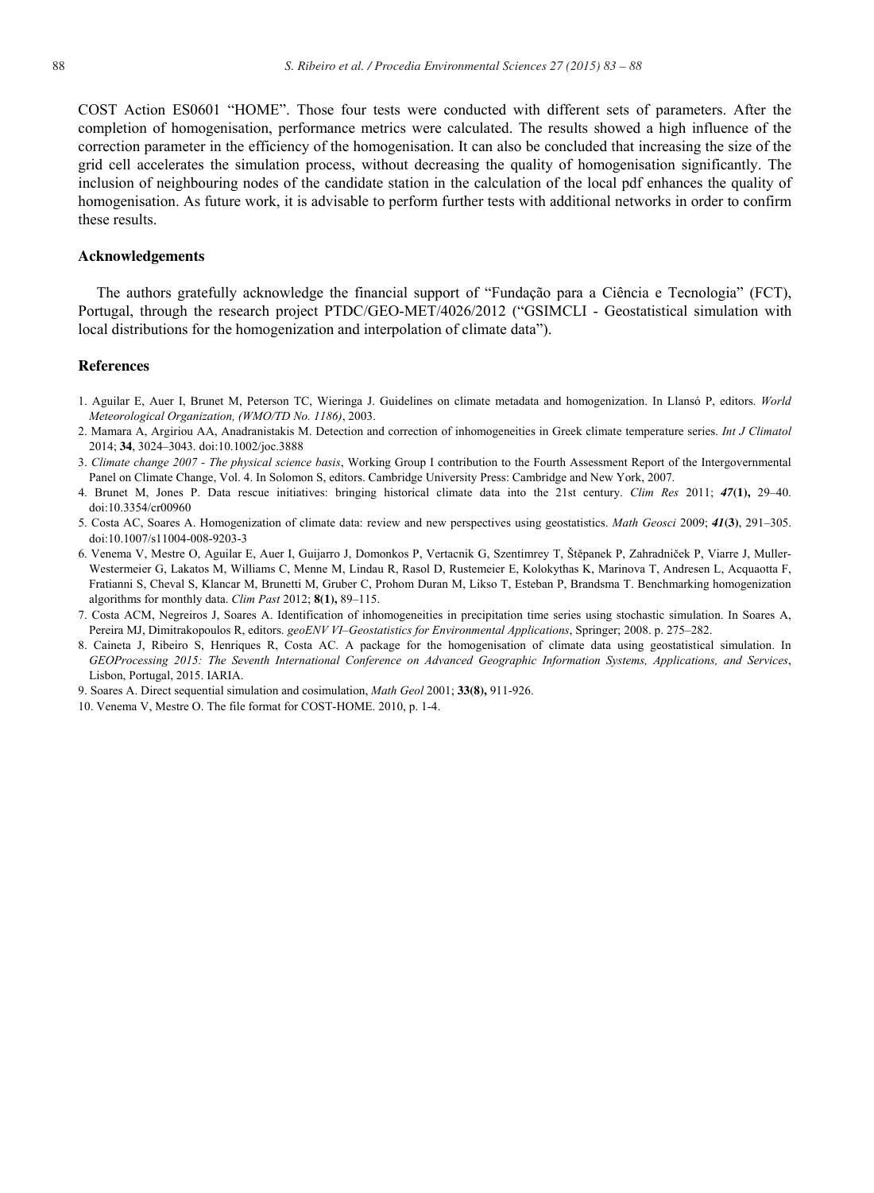COST Action ES0601 "HOME". Those four tests were conducted with different sets of parameters. After the completion of homogenisation, performance metrics were calculated. The results showed a high influence of the correction parameter in the efficiency of the homogenisation. It can also be concluded that increasing the size of the grid cell accelerates the simulation process, without decreasing the quality of homogenisation significantly. The inclusion of neighbouring nodes of the candidate station in the calculation of the local pdf enhances the quality of homogenisation. As future work, it is advisable to perform further tests with additional networks in order to confirm these results.

## Acknowledgements

The authors gratefully acknowledge the financial support of "Fundação para a Ciência e Tecnologia" (FCT), Portugal, through the research project PTDC/GEO-MET/4026/2012 ("GSIMCLI - Geostatistical simulation with local distributions for the homogenization and interpolation of climate data").

## References

1. Aguilar E, Auer I, Brunet M, Peterson TC, Wieringa J. Guidelines on climate metadata and homogenization. In Llansó P, editors. *World Meteorological Organization, (WMO/TD No. 1186)*, 2003.
2. Mamara A, Argiriou AA, Anadranistakis M. Detection and correction of inhomogeneities in Greek climate temperature series. *Int J Climatol* 2014; **34**, 3024–3043. doi:10.1002/joc.3888
3. *Climate change 2007 - The physical science basis*, Working Group I contribution to the Fourth Assessment Report of the Intergovernmental Panel on Climate Change, Vol. 4. In Solomon S, editors. Cambridge University Press: Cambridge and New York, 2007.
4. Brunet M, Jones P. Data rescue initiatives: bringing historical climate data into the 21st century. *Clim Res* 2011; ***47*(1),** 29–40. doi:10.3354/cr00960
5. Costa AC, Soares A. Homogenization of climate data: review and new perspectives using geostatistics. *Math Geosci* 2009; ***41*(3)**, 291–305. doi:10.1007/s11004-008-9203-3
6. Venema V, Mestre O, Aguilar E, Auer I, Guijarro J, Domonkos P, Vertacnik G, Szentimrey T, Štěpanek P, Zahradniček P, Viarre J, Muller-Westermeier G, Lakatos M, Williams C, Menne M, Lindau R, Rasol D, Rustemeier E, Kolokythas K, Marinova T, Andresen L, Acquaotta F, Fratianni S, Cheval S, Klancar M, Brunetti M, Gruber C, Prohom Duran M, Likso T, Esteban P, Brandsma T. Benchmarking homogenization algorithms for monthly data. *Clim Past* 2012; **8(1),** 89–115.
7. Costa ACM, Negreiros J, Soares A. Identification of inhomogeneities in precipitation time series using stochastic simulation. In Soares A, Pereira MJ, Dimitrakopoulos R, editors. *geoENV VI–Geostatistics for Environmental Applications*, Springer; 2008. p. 275–282.
8. Caineta J, Ribeiro S, Henriques R, Costa AC. A package for the homogenisation of climate data using geostatistical simulation. In *GEOProcessing 2015: The Seventh International Conference on Advanced Geographic Information Systems, Applications, and Services*, Lisbon, Portugal, 2015. IARIA.
9. Soares A. Direct sequential simulation and cosimulation, *Math Geol* 2001; **33(8),** 911-926.
10. Venema V, Mestre O. The file format for COST-HOME. 2010, p. 1-4.